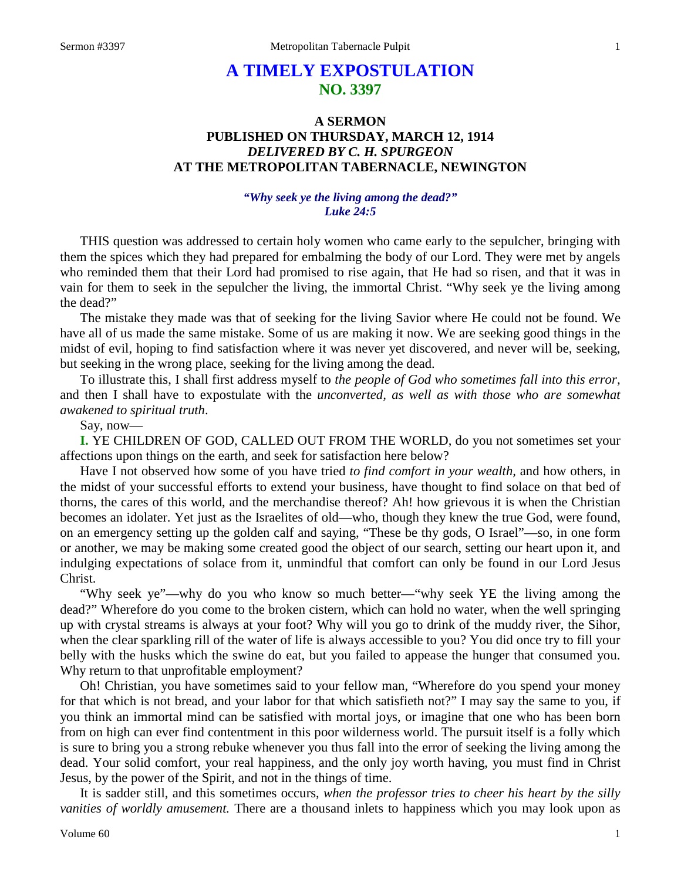# A TIMELY EXPOSTULATION
## NO. 3397

### A SERMON
### PUBLISHED ON THURSDAY, MARCH 12, 1914
### *DELIVERED BY C. H. SPURGEON*
### AT THE METROPOLITAN TABERNACLE, NEWINGTON

***"Why seek ye the living among the dead?"***
***Luke 24:5***

THIS question was addressed to certain holy women who came early to the sepulcher, bringing with them the spices which they had prepared for embalming the body of our Lord. They were met by angels who reminded them that their Lord had promised to rise again, that He had so risen, and that it was in vain for them to seek in the sepulcher the living, the immortal Christ. "Why seek ye the living among the dead?"

The mistake they made was that of seeking for the living Savior where He could not be found. We have all of us made the same mistake. Some of us are making it now. We are seeking good things in the midst of evil, hoping to find satisfaction where it was never yet discovered, and never will be, seeking, but seeking in the wrong place, seeking for the living among the dead.

To illustrate this, I shall first address myself to *the people of God who sometimes fall into this error,* and then I shall have to expostulate with the *unconverted, as well as with those who are somewhat awakened to spiritual truth*.

Say, now—

**I.** YE CHILDREN OF GOD, CALLED OUT FROM THE WORLD, do you not sometimes set your affections upon things on the earth, and seek for satisfaction here below?

Have I not observed how some of you have tried *to find comfort in your wealth,* and how others, in the midst of your successful efforts to extend your business, have thought to find solace on that bed of thorns, the cares of this world, and the merchandise thereof? Ah! how grievous it is when the Christian becomes an idolater. Yet just as the Israelites of old—who, though they knew the true God, were found, on an emergency setting up the golden calf and saying, "These be thy gods, O Israel"—so, in one form or another, we may be making some created good the object of our search, setting our heart upon it, and indulging expectations of solace from it, unmindful that comfort can only be found in our Lord Jesus Christ.

"Why seek ye"—why do you who know so much better—"why seek YE the living among the dead?" Wherefore do you come to the broken cistern, which can hold no water, when the well springing up with crystal streams is always at your foot? Why will you go to drink of the muddy river, the Sihor, when the clear sparkling rill of the water of life is always accessible to you? You did once try to fill your belly with the husks which the swine do eat, but you failed to appease the hunger that consumed you. Why return to that unprofitable employment?

Oh! Christian, you have sometimes said to your fellow man, "Wherefore do you spend your money for that which is not bread, and your labor for that which satisfieth not?" I may say the same to you, if you think an immortal mind can be satisfied with mortal joys, or imagine that one who has been born from on high can ever find contentment in this poor wilderness world. The pursuit itself is a folly which is sure to bring you a strong rebuke whenever you thus fall into the error of seeking the living among the dead. Your solid comfort, your real happiness, and the only joy worth having, you must find in Christ Jesus, by the power of the Spirit, and not in the things of time.

It is sadder still, and this sometimes occurs, *when the professor tries to cheer his heart by the silly vanities of worldly amusement.* There are a thousand inlets to happiness which you may look upon as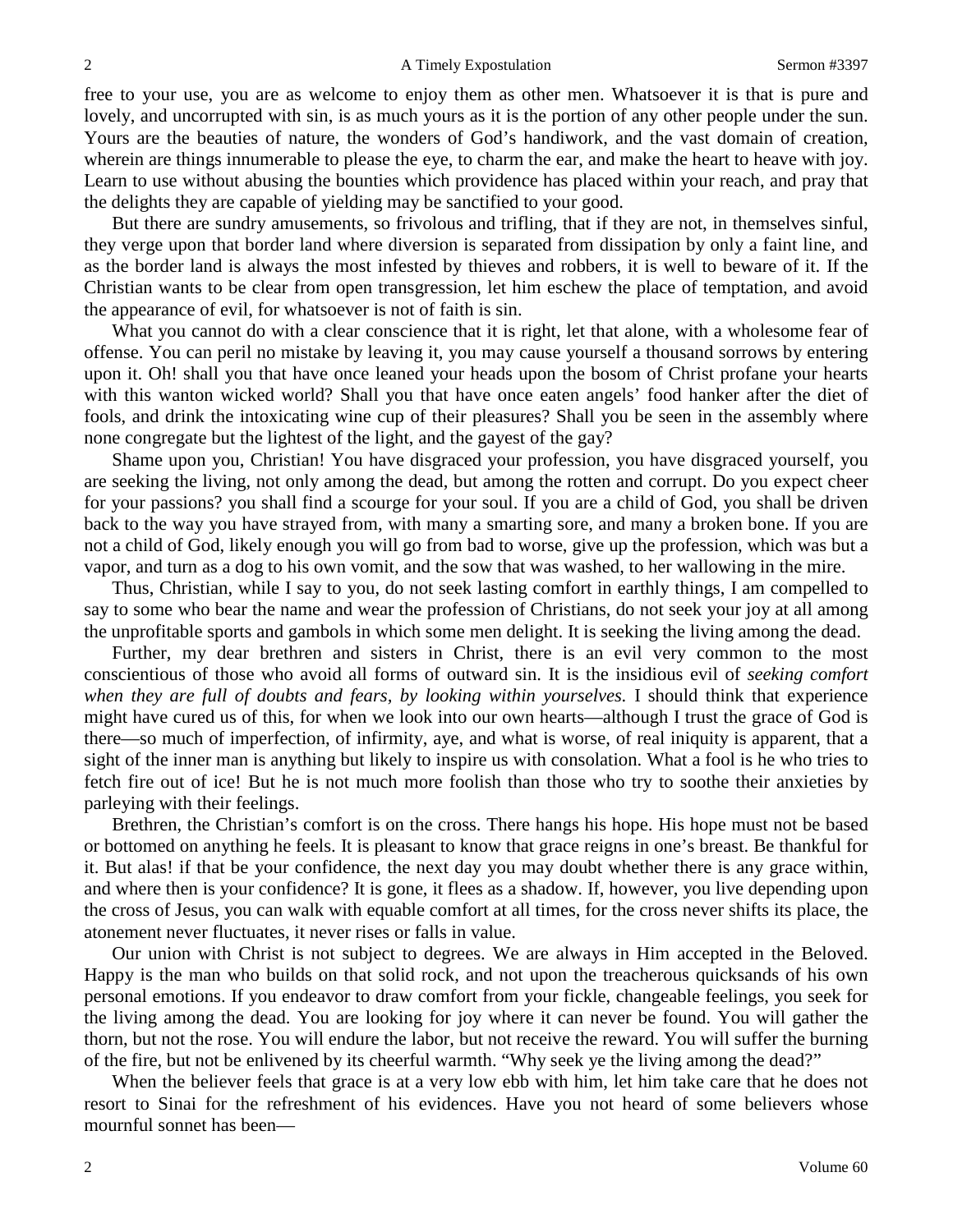free to your use, you are as welcome to enjoy them as other men. Whatsoever it is that is pure and lovely, and uncorrupted with sin, is as much yours as it is the portion of any other people under the sun. Yours are the beauties of nature, the wonders of God's handiwork, and the vast domain of creation, wherein are things innumerable to please the eye, to charm the ear, and make the heart to heave with joy. Learn to use without abusing the bounties which providence has placed within your reach, and pray that the delights they are capable of yielding may be sanctified to your good.

But there are sundry amusements, so frivolous and trifling, that if they are not, in themselves sinful, they verge upon that border land where diversion is separated from dissipation by only a faint line, and as the border land is always the most infested by thieves and robbers, it is well to beware of it. If the Christian wants to be clear from open transgression, let him eschew the place of temptation, and avoid the appearance of evil, for whatsoever is not of faith is sin.

What you cannot do with a clear conscience that it is right, let that alone, with a wholesome fear of offense. You can peril no mistake by leaving it, you may cause yourself a thousand sorrows by entering upon it. Oh! shall you that have once leaned your heads upon the bosom of Christ profane your hearts with this wanton wicked world? Shall you that have once eaten angels' food hanker after the diet of fools, and drink the intoxicating wine cup of their pleasures? Shall you be seen in the assembly where none congregate but the lightest of the light, and the gayest of the gay?

Shame upon you, Christian! You have disgraced your profession, you have disgraced yourself, you are seeking the living, not only among the dead, but among the rotten and corrupt. Do you expect cheer for your passions? you shall find a scourge for your soul. If you are a child of God, you shall be driven back to the way you have strayed from, with many a smarting sore, and many a broken bone. If you are not a child of God, likely enough you will go from bad to worse, give up the profession, which was but a vapor, and turn as a dog to his own vomit, and the sow that was washed, to her wallowing in the mire.

Thus, Christian, while I say to you, do not seek lasting comfort in earthly things, I am compelled to say to some who bear the name and wear the profession of Christians, do not seek your joy at all among the unprofitable sports and gambols in which some men delight. It is seeking the living among the dead.

Further, my dear brethren and sisters in Christ, there is an evil very common to the most conscientious of those who avoid all forms of outward sin. It is the insidious evil of *seeking comfort when they are full of doubts and fears, by looking within yourselves*. I should think that experience might have cured us of this, for when we look into our own hearts—although I trust the grace of God is there—so much of imperfection, of infirmity, aye, and what is worse, of real iniquity is apparent, that a sight of the inner man is anything but likely to inspire us with consolation. What a fool is he who tries to fetch fire out of ice! But he is not much more foolish than those who try to soothe their anxieties by parleying with their feelings.

Brethren, the Christian's comfort is on the cross. There hangs his hope. His hope must not be based or bottomed on anything he feels. It is pleasant to know that grace reigns in one's breast. Be thankful for it. But alas! if that be your confidence, the next day you may doubt whether there is any grace within, and where then is your confidence? It is gone, it flees as a shadow. If, however, you live depending upon the cross of Jesus, you can walk with equable comfort at all times, for the cross never shifts its place, the atonement never fluctuates, it never rises or falls in value.

Our union with Christ is not subject to degrees. We are always in Him accepted in the Beloved. Happy is the man who builds on that solid rock, and not upon the treacherous quicksands of his own personal emotions. If you endeavor to draw comfort from your fickle, changeable feelings, you seek for the living among the dead. You are looking for joy where it can never be found. You will gather the thorn, but not the rose. You will endure the labor, but not receive the reward. You will suffer the burning of the fire, but not be enlivened by its cheerful warmth. "Why seek ye the living among the dead?"

When the believer feels that grace is at a very low ebb with him, let him take care that he does not resort to Sinai for the refreshment of his evidences. Have you not heard of some believers whose mournful sonnet has been—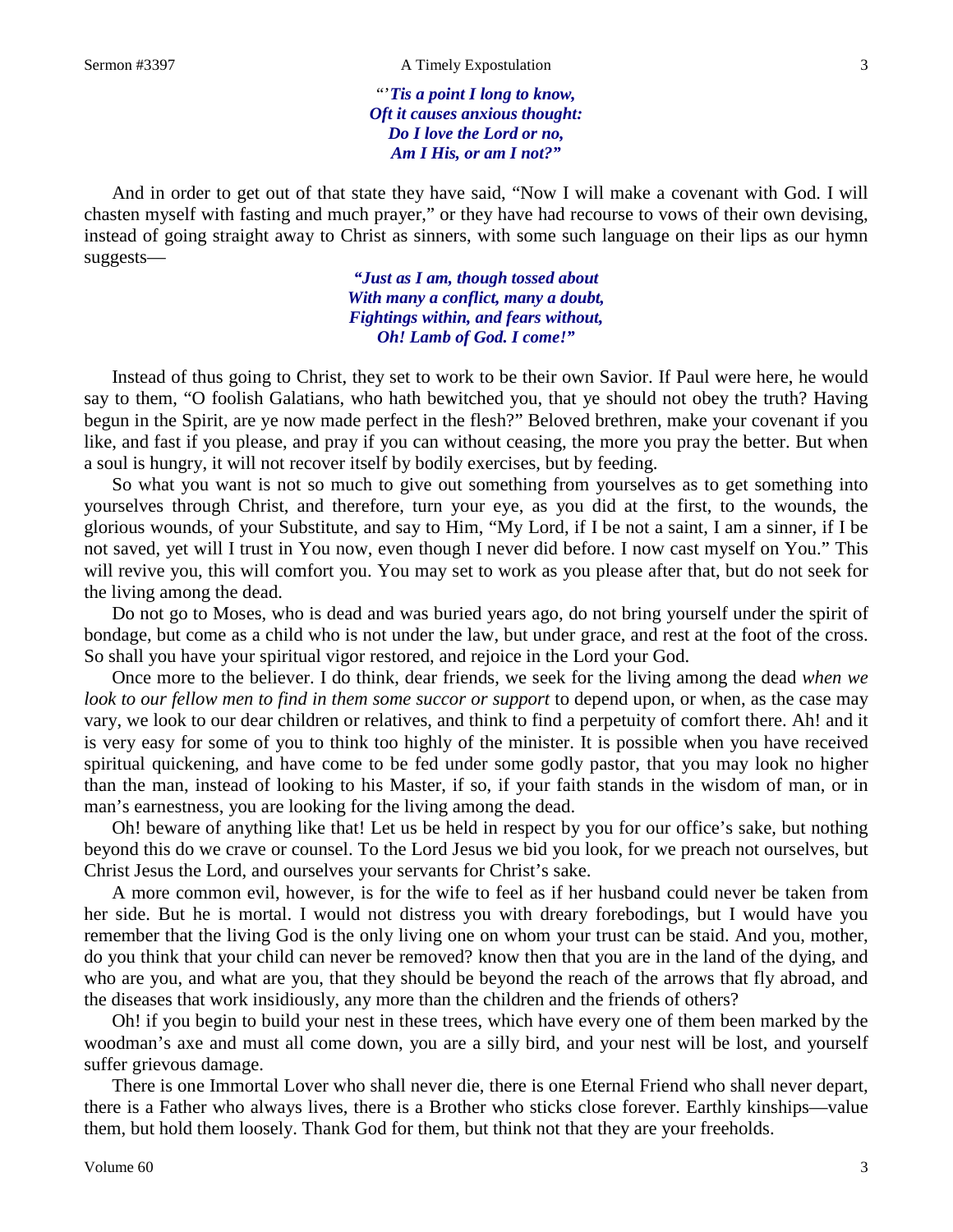*"'Tis a point I long to know,*
*Oft it causes anxious thought:*
*Do I love the Lord or no,*
*Am I His, or am I not?"*

And in order to get out of that state they have said, "Now I will make a covenant with God. I will chasten myself with fasting and much prayer," or they have had recourse to vows of their own devising, instead of going straight away to Christ as sinners, with some such language on their lips as our hymn suggests—

*"Just as I am, though tossed about*
*With many a conflict, many a doubt,*
*Fightings within, and fears without,*
*Oh! Lamb of God. I come!"*

Instead of thus going to Christ, they set to work to be their own Savior. If Paul were here, he would say to them, "O foolish Galatians, who hath bewitched you, that ye should not obey the truth? Having begun in the Spirit, are ye now made perfect in the flesh?" Beloved brethren, make your covenant if you like, and fast if you please, and pray if you can without ceasing, the more you pray the better. But when a soul is hungry, it will not recover itself by bodily exercises, but by feeding.

So what you want is not so much to give out something from yourselves as to get something into yourselves through Christ, and therefore, turn your eye, as you did at the first, to the wounds, the glorious wounds, of your Substitute, and say to Him, "My Lord, if I be not a saint, I am a sinner, if I be not saved, yet will I trust in You now, even though I never did before. I now cast myself on You." This will revive you, this will comfort you. You may set to work as you please after that, but do not seek for the living among the dead.

Do not go to Moses, who is dead and was buried years ago, do not bring yourself under the spirit of bondage, but come as a child who is not under the law, but under grace, and rest at the foot of the cross. So shall you have your spiritual vigor restored, and rejoice in the Lord your God.

Once more to the believer. I do think, dear friends, we seek for the living among the dead *when we look to our fellow men to find in them some succor or support* to depend upon, or when, as the case may vary, we look to our dear children or relatives, and think to find a perpetuity of comfort there. Ah! and it is very easy for some of you to think too highly of the minister. It is possible when you have received spiritual quickening, and have come to be fed under some godly pastor, that you may look no higher than the man, instead of looking to his Master, if so, if your faith stands in the wisdom of man, or in man's earnestness, you are looking for the living among the dead.

Oh! beware of anything like that! Let us be held in respect by you for our office's sake, but nothing beyond this do we crave or counsel. To the Lord Jesus we bid you look, for we preach not ourselves, but Christ Jesus the Lord, and ourselves your servants for Christ's sake.

A more common evil, however, is for the wife to feel as if her husband could never be taken from her side. But he is mortal. I would not distress you with dreary forebodings, but I would have you remember that the living God is the only living one on whom your trust can be staid. And you, mother, do you think that your child can never be removed? know then that you are in the land of the dying, and who are you, and what are you, that they should be beyond the reach of the arrows that fly abroad, and the diseases that work insidiously, any more than the children and the friends of others?

Oh! if you begin to build your nest in these trees, which have every one of them been marked by the woodman's axe and must all come down, you are a silly bird, and your nest will be lost, and yourself suffer grievous damage.

There is one Immortal Lover who shall never die, there is one Eternal Friend who shall never depart, there is a Father who always lives, there is a Brother who sticks close forever. Earthly kinships—value them, but hold them loosely. Thank God for them, but think not that they are your freeholds.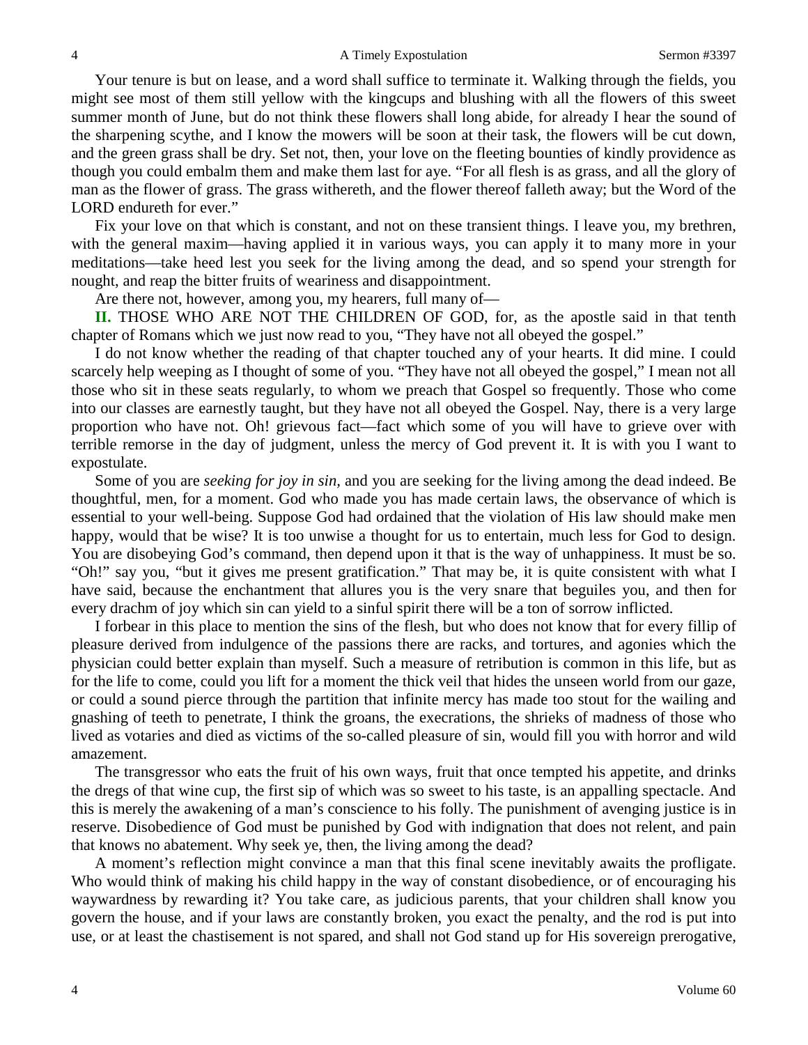Your tenure is but on lease, and a word shall suffice to terminate it. Walking through the fields, you might see most of them still yellow with the kingcups and blushing with all the flowers of this sweet summer month of June, but do not think these flowers shall long abide, for already I hear the sound of the sharpening scythe, and I know the mowers will be soon at their task, the flowers will be cut down, and the green grass shall be dry. Set not, then, your love on the fleeting bounties of kindly providence as though you could embalm them and make them last for aye. "For all flesh is as grass, and all the glory of man as the flower of grass. The grass withereth, and the flower thereof falleth away; but the Word of the LORD endureth for ever."

Fix your love on that which is constant, and not on these transient things. I leave you, my brethren, with the general maxim—having applied it in various ways, you can apply it to many more in your meditations—take heed lest you seek for the living among the dead, and so spend your strength for nought, and reap the bitter fruits of weariness and disappointment.

Are there not, however, among you, my hearers, full many of—

**II.** THOSE WHO ARE NOT THE CHILDREN OF GOD, for, as the apostle said in that tenth chapter of Romans which we just now read to you, "They have not all obeyed the gospel."

I do not know whether the reading of that chapter touched any of your hearts. It did mine. I could scarcely help weeping as I thought of some of you. "They have not all obeyed the gospel," I mean not all those who sit in these seats regularly, to whom we preach that Gospel so frequently. Those who come into our classes are earnestly taught, but they have not all obeyed the Gospel. Nay, there is a very large proportion who have not. Oh! grievous fact—fact which some of you will have to grieve over with terrible remorse in the day of judgment, unless the mercy of God prevent it. It is with you I want to expostulate.

Some of you are *seeking for joy in sin,* and you are seeking for the living among the dead indeed. Be thoughtful, men, for a moment. God who made you has made certain laws, the observance of which is essential to your well-being. Suppose God had ordained that the violation of His law should make men happy, would that be wise? It is too unwise a thought for us to entertain, much less for God to design. You are disobeying God's command, then depend upon it that is the way of unhappiness. It must be so. "Oh!" say you, "but it gives me present gratification." That may be, it is quite consistent with what I have said, because the enchantment that allures you is the very snare that beguiles you, and then for every drachm of joy which sin can yield to a sinful spirit there will be a ton of sorrow inflicted.

I forbear in this place to mention the sins of the flesh, but who does not know that for every fillip of pleasure derived from indulgence of the passions there are racks, and tortures, and agonies which the physician could better explain than myself. Such a measure of retribution is common in this life, but as for the life to come, could you lift for a moment the thick veil that hides the unseen world from our gaze, or could a sound pierce through the partition that infinite mercy has made too stout for the wailing and gnashing of teeth to penetrate, I think the groans, the execrations, the shrieks of madness of those who lived as votaries and died as victims of the so-called pleasure of sin, would fill you with horror and wild amazement.

The transgressor who eats the fruit of his own ways, fruit that once tempted his appetite, and drinks the dregs of that wine cup, the first sip of which was so sweet to his taste, is an appalling spectacle. And this is merely the awakening of a man's conscience to his folly. The punishment of avenging justice is in reserve. Disobedience of God must be punished by God with indignation that does not relent, and pain that knows no abatement. Why seek ye, then, the living among the dead?

A moment's reflection might convince a man that this final scene inevitably awaits the profligate. Who would think of making his child happy in the way of constant disobedience, or of encouraging his waywardness by rewarding it? You take care, as judicious parents, that your children shall know you govern the house, and if your laws are constantly broken, you exact the penalty, and the rod is put into use, or at least the chastisement is not spared, and shall not God stand up for His sovereign prerogative,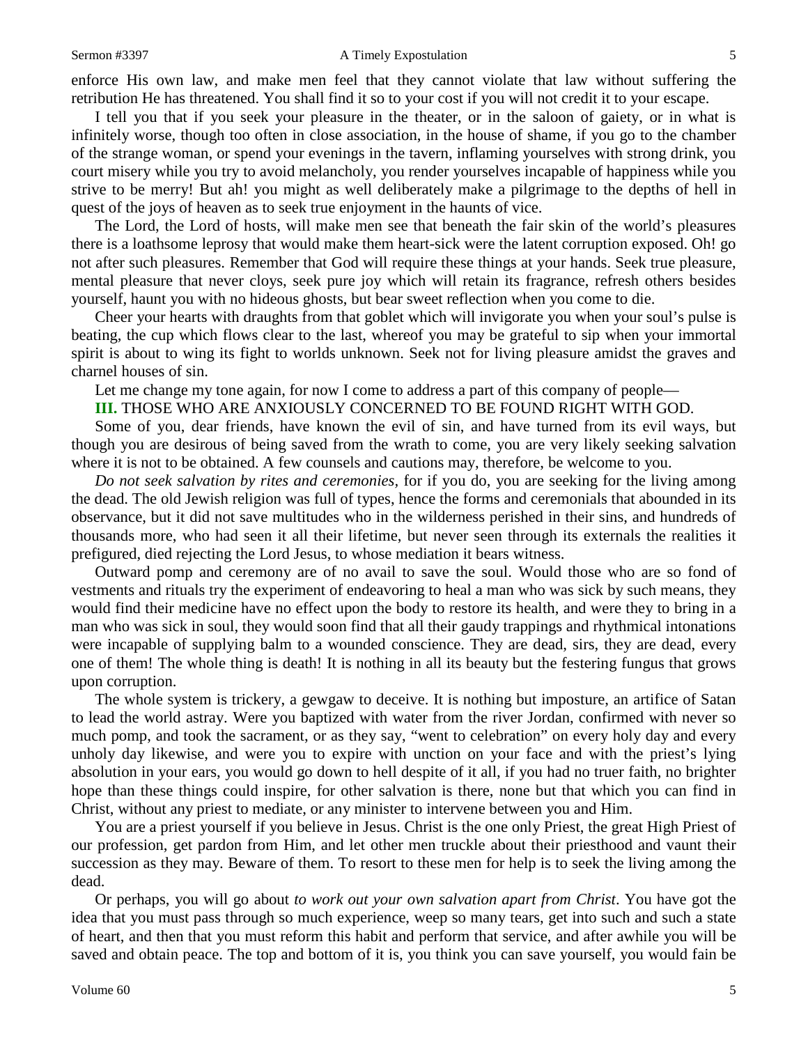enforce His own law, and make men feel that they cannot violate that law without suffering the retribution He has threatened. You shall find it so to your cost if you will not credit it to your escape.

I tell you that if you seek your pleasure in the theater, or in the saloon of gaiety, or in what is infinitely worse, though too often in close association, in the house of shame, if you go to the chamber of the strange woman, or spend your evenings in the tavern, inflaming yourselves with strong drink, you court misery while you try to avoid melancholy, you render yourselves incapable of happiness while you strive to be merry! But ah! you might as well deliberately make a pilgrimage to the depths of hell in quest of the joys of heaven as to seek true enjoyment in the haunts of vice.

The Lord, the Lord of hosts, will make men see that beneath the fair skin of the world's pleasures there is a loathsome leprosy that would make them heart-sick were the latent corruption exposed. Oh! go not after such pleasures. Remember that God will require these things at your hands. Seek true pleasure, mental pleasure that never cloys, seek pure joy which will retain its fragrance, refresh others besides yourself, haunt you with no hideous ghosts, but bear sweet reflection when you come to die.

Cheer your hearts with draughts from that goblet which will invigorate you when your soul's pulse is beating, the cup which flows clear to the last, whereof you may be grateful to sip when your immortal spirit is about to wing its fight to worlds unknown. Seek not for living pleasure amidst the graves and charnel houses of sin.

Let me change my tone again, for now I come to address a part of this company of people—

**III.** THOSE WHO ARE ANXIOUSLY CONCERNED TO BE FOUND RIGHT WITH GOD.

Some of you, dear friends, have known the evil of sin, and have turned from its evil ways, but though you are desirous of being saved from the wrath to come, you are very likely seeking salvation where it is not to be obtained. A few counsels and cautions may, therefore, be welcome to you.

*Do not seek salvation by rites and ceremonies*, for if you do, you are seeking for the living among the dead. The old Jewish religion was full of types, hence the forms and ceremonials that abounded in its observance, but it did not save multitudes who in the wilderness perished in their sins, and hundreds of thousands more, who had seen it all their lifetime, but never seen through its externals the realities it prefigured, died rejecting the Lord Jesus, to whose mediation it bears witness.

Outward pomp and ceremony are of no avail to save the soul. Would those who are so fond of vestments and rituals try the experiment of endeavoring to heal a man who was sick by such means, they would find their medicine have no effect upon the body to restore its health, and were they to bring in a man who was sick in soul, they would soon find that all their gaudy trappings and rhythmical intonations were incapable of supplying balm to a wounded conscience. They are dead, sirs, they are dead, every one of them! The whole thing is death! It is nothing in all its beauty but the festering fungus that grows upon corruption.

The whole system is trickery, a gewgaw to deceive. It is nothing but imposture, an artifice of Satan to lead the world astray. Were you baptized with water from the river Jordan, confirmed with never so much pomp, and took the sacrament, or as they say, "went to celebration" on every holy day and every unholy day likewise, and were you to expire with unction on your face and with the priest's lying absolution in your ears, you would go down to hell despite of it all, if you had no truer faith, no brighter hope than these things could inspire, for other salvation is there, none but that which you can find in Christ, without any priest to mediate, or any minister to intervene between you and Him.

You are a priest yourself if you believe in Jesus. Christ is the one only Priest, the great High Priest of our profession, get pardon from Him, and let other men truckle about their priesthood and vaunt their succession as they may. Beware of them. To resort to these men for help is to seek the living among the dead.

Or perhaps, you will go about *to work out your own salvation apart from Christ*. You have got the idea that you must pass through so much experience, weep so many tears, get into such and such a state of heart, and then that you must reform this habit and perform that service, and after awhile you will be saved and obtain peace. The top and bottom of it is, you think you can save yourself, you would fain be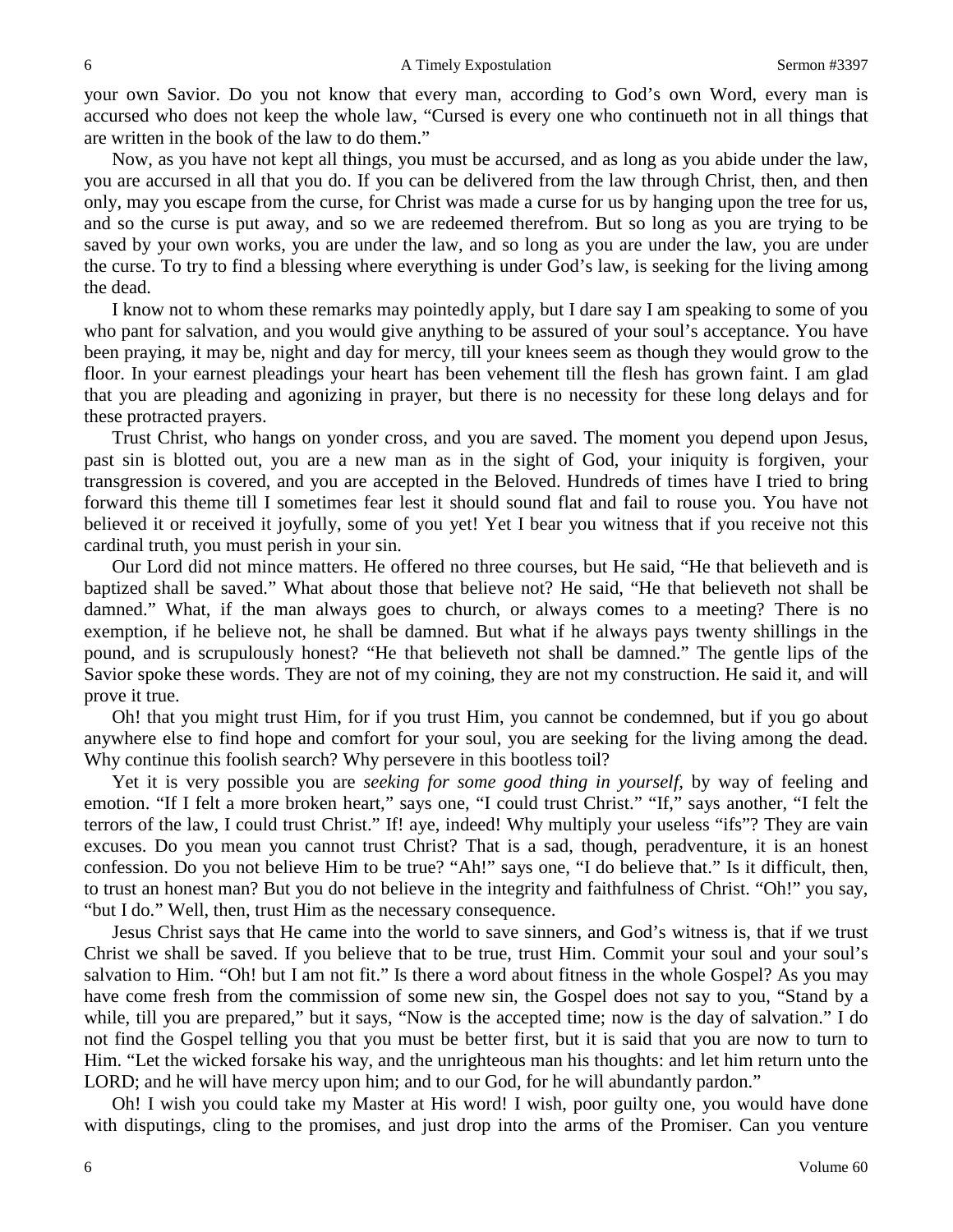your own Savior. Do you not know that every man, according to God's own Word, every man is accursed who does not keep the whole law, "Cursed is every one who continueth not in all things that are written in the book of the law to do them."

Now, as you have not kept all things, you must be accursed, and as long as you abide under the law, you are accursed in all that you do. If you can be delivered from the law through Christ, then, and then only, may you escape from the curse, for Christ was made a curse for us by hanging upon the tree for us, and so the curse is put away, and so we are redeemed therefrom. But so long as you are trying to be saved by your own works, you are under the law, and so long as you are under the law, you are under the curse. To try to find a blessing where everything is under God's law, is seeking for the living among the dead.

I know not to whom these remarks may pointedly apply, but I dare say I am speaking to some of you who pant for salvation, and you would give anything to be assured of your soul's acceptance. You have been praying, it may be, night and day for mercy, till your knees seem as though they would grow to the floor. In your earnest pleadings your heart has been vehement till the flesh has grown faint. I am glad that you are pleading and agonizing in prayer, but there is no necessity for these long delays and for these protracted prayers.

Trust Christ, who hangs on yonder cross, and you are saved. The moment you depend upon Jesus, past sin is blotted out, you are a new man as in the sight of God, your iniquity is forgiven, your transgression is covered, and you are accepted in the Beloved. Hundreds of times have I tried to bring forward this theme till I sometimes fear lest it should sound flat and fail to rouse you. You have not believed it or received it joyfully, some of you yet! Yet I bear you witness that if you receive not this cardinal truth, you must perish in your sin.

Our Lord did not mince matters. He offered no three courses, but He said, "He that believeth and is baptized shall be saved." What about those that believe not? He said, "He that believeth not shall be damned." What, if the man always goes to church, or always comes to a meeting? There is no exemption, if he believe not, he shall be damned. But what if he always pays twenty shillings in the pound, and is scrupulously honest? "He that believeth not shall be damned." The gentle lips of the Savior spoke these words. They are not of my coining, they are not my construction. He said it, and will prove it true.

Oh! that you might trust Him, for if you trust Him, you cannot be condemned, but if you go about anywhere else to find hope and comfort for your soul, you are seeking for the living among the dead. Why continue this foolish search? Why persevere in this bootless toil?

Yet it is very possible you are *seeking for some good thing in yourself,* by way of feeling and emotion. "If I felt a more broken heart," says one, "I could trust Christ." "If," says another, "I felt the terrors of the law, I could trust Christ." If! aye, indeed! Why multiply your useless "ifs"? They are vain excuses. Do you mean you cannot trust Christ? That is a sad, though, peradventure, it is an honest confession. Do you not believe Him to be true? "Ah!" says one, "I do believe that." Is it difficult, then, to trust an honest man? But you do not believe in the integrity and faithfulness of Christ. "Oh!" you say, "but I do." Well, then, trust Him as the necessary consequence.

Jesus Christ says that He came into the world to save sinners, and God's witness is, that if we trust Christ we shall be saved. If you believe that to be true, trust Him. Commit your soul and your soul's salvation to Him. "Oh! but I am not fit." Is there a word about fitness in the whole Gospel? As you may have come fresh from the commission of some new sin, the Gospel does not say to you, "Stand by a while, till you are prepared," but it says, "Now is the accepted time; now is the day of salvation." I do not find the Gospel telling you that you must be better first, but it is said that you are now to turn to Him. "Let the wicked forsake his way, and the unrighteous man his thoughts: and let him return unto the LORD; and he will have mercy upon him; and to our God, for he will abundantly pardon."

Oh! I wish you could take my Master at His word! I wish, poor guilty one, you would have done with disputings, cling to the promises, and just drop into the arms of the Promiser. Can you venture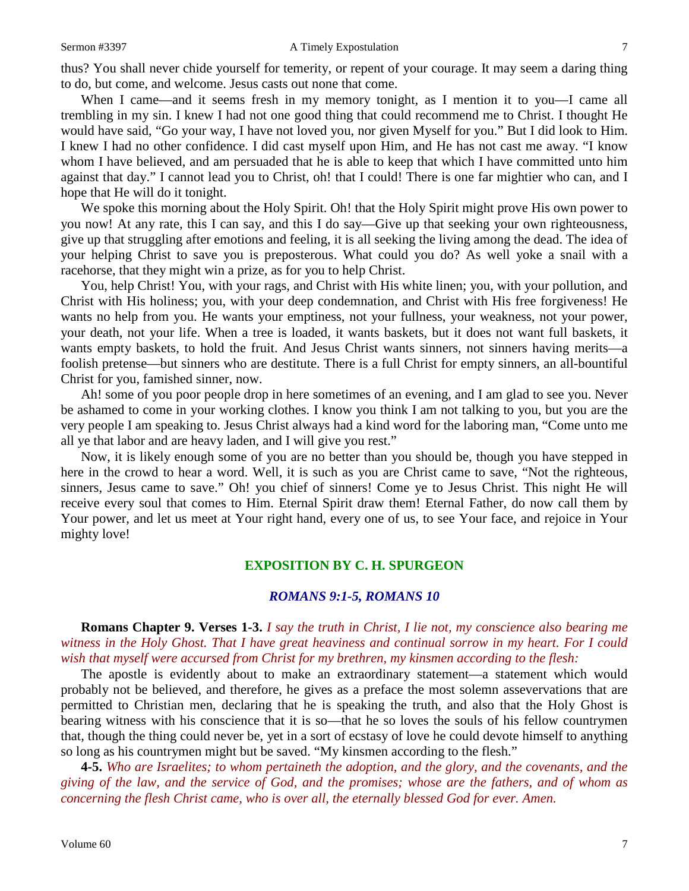thus? You shall never chide yourself for temerity, or repent of your courage. It may seem a daring thing to do, but come, and welcome. Jesus casts out none that come.

When I came—and it seems fresh in my memory tonight, as I mention it to you—I came all trembling in my sin. I knew I had not one good thing that could recommend me to Christ. I thought He would have said, "Go your way, I have not loved you, nor given Myself for you." But I did look to Him. I knew I had no other confidence. I did cast myself upon Him, and He has not cast me away. "I know whom I have believed, and am persuaded that he is able to keep that which I have committed unto him against that day." I cannot lead you to Christ, oh! that I could! There is one far mightier who can, and I hope that He will do it tonight.

We spoke this morning about the Holy Spirit. Oh! that the Holy Spirit might prove His own power to you now! At any rate, this I can say, and this I do say—Give up that seeking your own righteousness, give up that struggling after emotions and feeling, it is all seeking the living among the dead. The idea of your helping Christ to save you is preposterous. What could you do? As well yoke a snail with a racehorse, that they might win a prize, as for you to help Christ.

You, help Christ! You, with your rags, and Christ with His white linen; you, with your pollution, and Christ with His holiness; you, with your deep condemnation, and Christ with His free forgiveness! He wants no help from you. He wants your emptiness, not your fullness, your weakness, not your power, your death, not your life. When a tree is loaded, it wants baskets, but it does not want full baskets, it wants empty baskets, to hold the fruit. And Jesus Christ wants sinners, not sinners having merits—a foolish pretense—but sinners who are destitute. There is a full Christ for empty sinners, an all-bountiful Christ for you, famished sinner, now.

Ah! some of you poor people drop in here sometimes of an evening, and I am glad to see you. Never be ashamed to come in your working clothes. I know you think I am not talking to you, but you are the very people I am speaking to. Jesus Christ always had a kind word for the laboring man, "Come unto me all ye that labor and are heavy laden, and I will give you rest."

Now, it is likely enough some of you are no better than you should be, though you have stepped in here in the crowd to hear a word. Well, it is such as you are Christ came to save, "Not the righteous, sinners, Jesus came to save." Oh! you chief of sinners! Come ye to Jesus Christ. This night He will receive every soul that comes to Him. Eternal Spirit draw them! Eternal Father, do now call them by Your power, and let us meet at Your right hand, every one of us, to see Your face, and rejoice in Your mighty love!

## EXPOSITION BY C. H. SPURGEON

### *ROMANS 9:1-5, ROMANS 10*

**Romans Chapter 9. Verses 1-3.** *I say the truth in Christ, I lie not, my conscience also bearing me witness in the Holy Ghost. That I have great heaviness and continual sorrow in my heart. For I could wish that myself were accursed from Christ for my brethren, my kinsmen according to the flesh:*

The apostle is evidently about to make an extraordinary statement—a statement which would probably not be believed, and therefore, he gives as a preface the most solemn asseverations that are permitted to Christian men, declaring that he is speaking the truth, and also that the Holy Ghost is bearing witness with his conscience that it is so—that he so loves the souls of his fellow countrymen that, though the thing could never be, yet in a sort of ecstasy of love he could devote himself to anything so long as his countrymen might but be saved. "My kinsmen according to the flesh."

**4-5.** *Who are Israelites; to whom pertaineth the adoption, and the glory, and the covenants, and the giving of the law, and the service of God, and the promises; whose are the fathers, and of whom as concerning the flesh Christ came, who is over all, the eternally blessed God for ever. Amen.*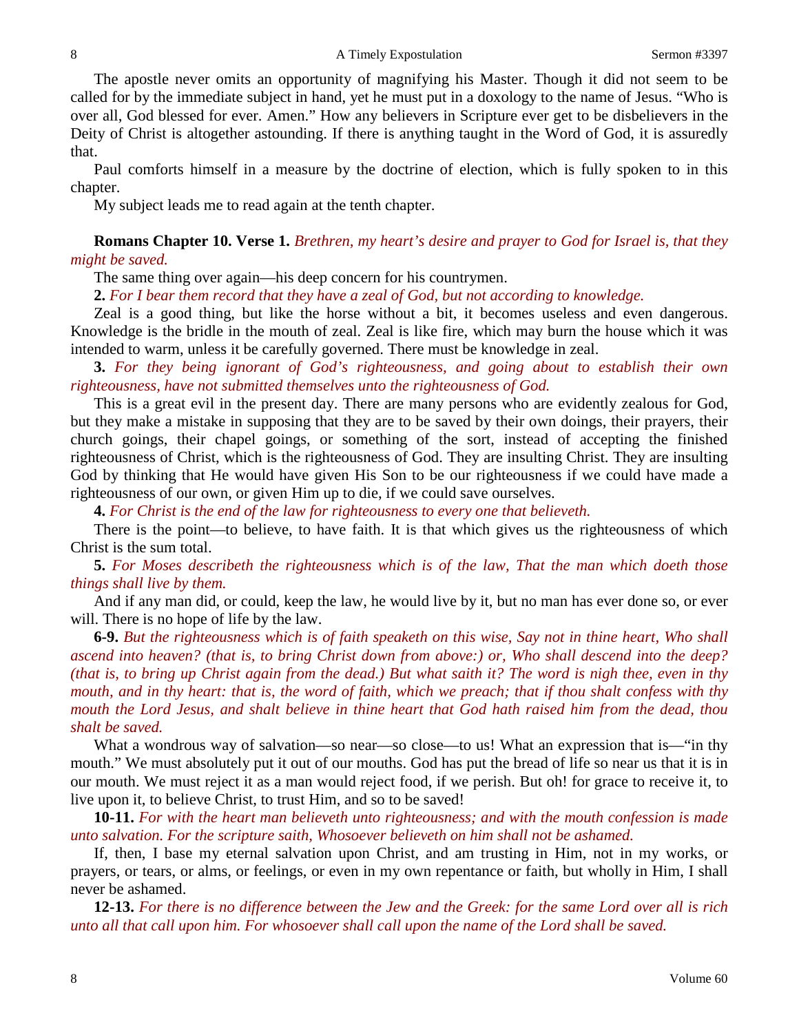The apostle never omits an opportunity of magnifying his Master. Though it did not seem to be called for by the immediate subject in hand, yet he must put in a doxology to the name of Jesus. "Who is over all, God blessed for ever. Amen." How any believers in Scripture ever get to be disbelievers in the Deity of Christ is altogether astounding. If there is anything taught in the Word of God, it is assuredly that.

Paul comforts himself in a measure by the doctrine of election, which is fully spoken to in this chapter.

My subject leads me to read again at the tenth chapter.

**Romans Chapter 10. Verse 1.** *Brethren, my heart's desire and prayer to God for Israel is, that they might be saved.*

The same thing over again—his deep concern for his countrymen.

**2.** *For I bear them record that they have a zeal of God, but not according to knowledge.*

Zeal is a good thing, but like the horse without a bit, it becomes useless and even dangerous. Knowledge is the bridle in the mouth of zeal. Zeal is like fire, which may burn the house which it was intended to warm, unless it be carefully governed. There must be knowledge in zeal.

**3.** *For they being ignorant of God's righteousness, and going about to establish their own righteousness, have not submitted themselves unto the righteousness of God.*

This is a great evil in the present day. There are many persons who are evidently zealous for God, but they make a mistake in supposing that they are to be saved by their own doings, their prayers, their church goings, their chapel goings, or something of the sort, instead of accepting the finished righteousness of Christ, which is the righteousness of God. They are insulting Christ. They are insulting God by thinking that He would have given His Son to be our righteousness if we could have made a righteousness of our own, or given Him up to die, if we could save ourselves.

**4.** *For Christ is the end of the law for righteousness to every one that believeth.*

There is the point—to believe, to have faith. It is that which gives us the righteousness of which Christ is the sum total.

**5.** *For Moses describeth the righteousness which is of the law, That the man which doeth those things shall live by them.*

And if any man did, or could, keep the law, he would live by it, but no man has ever done so, or ever will. There is no hope of life by the law.

**6-9.** *But the righteousness which is of faith speaketh on this wise, Say not in thine heart, Who shall ascend into heaven? (that is, to bring Christ down from above:) or, Who shall descend into the deep? (that is, to bring up Christ again from the dead.) But what saith it? The word is nigh thee, even in thy mouth, and in thy heart: that is, the word of faith, which we preach; that if thou shalt confess with thy mouth the Lord Jesus, and shalt believe in thine heart that God hath raised him from the dead, thou shalt be saved.*

What a wondrous way of salvation—so near—so close—to us! What an expression that is—"in thy mouth." We must absolutely put it out of our mouths. God has put the bread of life so near us that it is in our mouth. We must reject it as a man would reject food, if we perish. But oh! for grace to receive it, to live upon it, to believe Christ, to trust Him, and so to be saved!

**10-11.** *For with the heart man believeth unto righteousness; and with the mouth confession is made unto salvation. For the scripture saith, Whosoever believeth on him shall not be ashamed.*

If, then, I base my eternal salvation upon Christ, and am trusting in Him, not in my works, or prayers, or tears, or alms, or feelings, or even in my own repentance or faith, but wholly in Him, I shall never be ashamed.

**12-13.** *For there is no difference between the Jew and the Greek: for the same Lord over all is rich unto all that call upon him. For whosoever shall call upon the name of the Lord shall be saved.*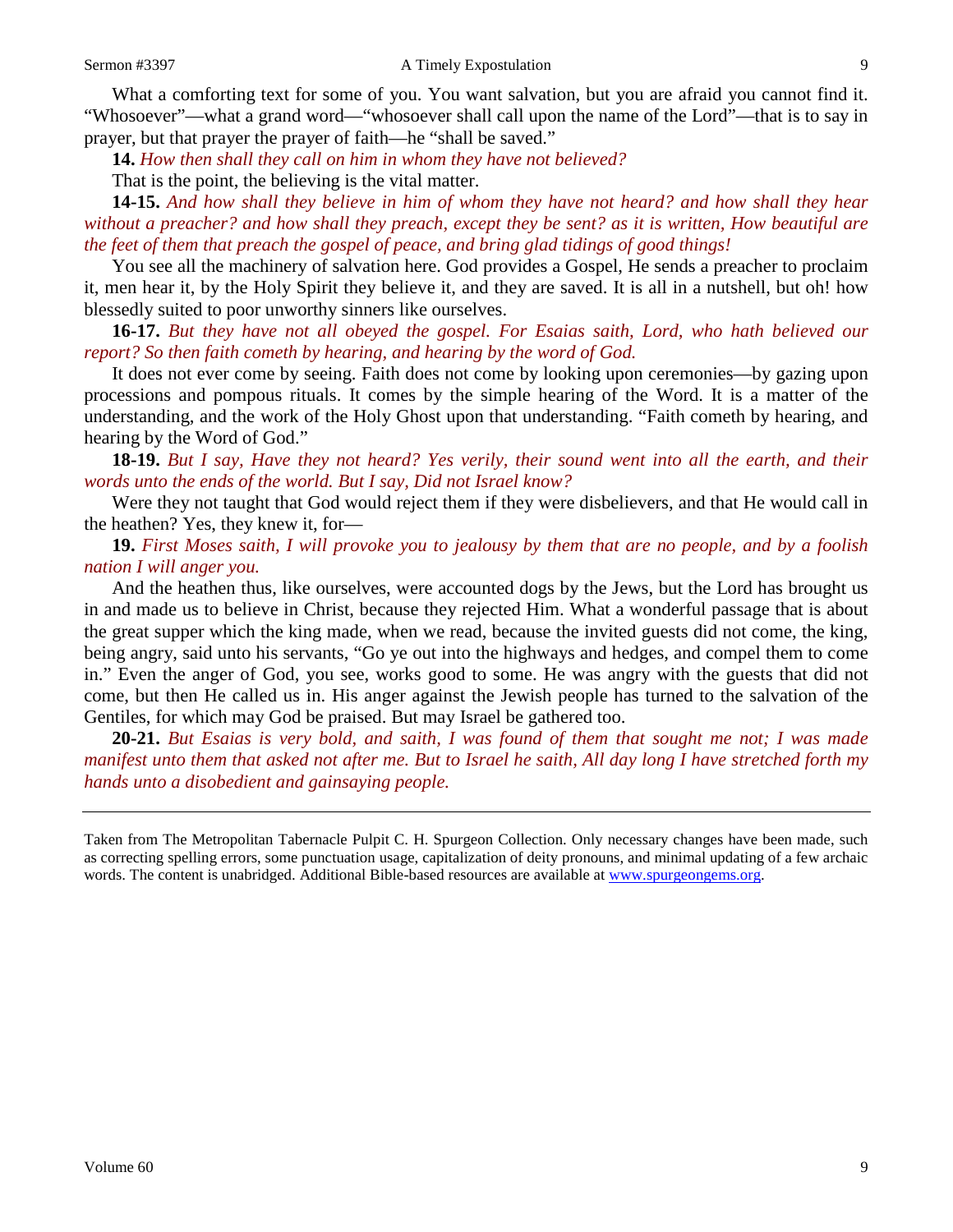What a comforting text for some of you. You want salvation, but you are afraid you cannot find it. "Whosoever"—what a grand word—"whosoever shall call upon the name of the Lord"—that is to say in prayer, but that prayer the prayer of faith—he "shall be saved."

**14.** *How then shall they call on him in whom they have not believed?*

That is the point, the believing is the vital matter.

**14-15.** *And how shall they believe in him of whom they have not heard? and how shall they hear without a preacher? and how shall they preach, except they be sent? as it is written, How beautiful are the feet of them that preach the gospel of peace, and bring glad tidings of good things!*

You see all the machinery of salvation here. God provides a Gospel, He sends a preacher to proclaim it, men hear it, by the Holy Spirit they believe it, and they are saved. It is all in a nutshell, but oh! how blessedly suited to poor unworthy sinners like ourselves.

**16-17.** *But they have not all obeyed the gospel. For Esaias saith, Lord, who hath believed our report? So then faith cometh by hearing, and hearing by the word of God.*

It does not ever come by seeing. Faith does not come by looking upon ceremonies—by gazing upon processions and pompous rituals. It comes by the simple hearing of the Word. It is a matter of the understanding, and the work of the Holy Ghost upon that understanding. "Faith cometh by hearing, and hearing by the Word of God."

**18-19.** *But I say, Have they not heard? Yes verily, their sound went into all the earth, and their words unto the ends of the world. But I say, Did not Israel know?*

Were they not taught that God would reject them if they were disbelievers, and that He would call in the heathen? Yes, they knew it, for—

**19.** *First Moses saith, I will provoke you to jealousy by them that are no people, and by a foolish nation I will anger you.*

And the heathen thus, like ourselves, were accounted dogs by the Jews, but the Lord has brought us in and made us to believe in Christ, because they rejected Him. What a wonderful passage that is about the great supper which the king made, when we read, because the invited guests did not come, the king, being angry, said unto his servants, "Go ye out into the highways and hedges, and compel them to come in." Even the anger of God, you see, works good to some. He was angry with the guests that did not come, but then He called us in. His anger against the Jewish people has turned to the salvation of the Gentiles, for which may God be praised. But may Israel be gathered too.

**20-21.** *But Esaias is very bold, and saith, I was found of them that sought me not; I was made manifest unto them that asked not after me. But to Israel he saith, All day long I have stretched forth my hands unto a disobedient and gainsaying people.*

---

Taken from The Metropolitan Tabernacle Pulpit C. H. Spurgeon Collection. Only necessary changes have been made, such as correcting spelling errors, some punctuation usage, capitalization of deity pronouns, and minimal updating of a few archaic words. The content is unabridged. Additional Bible-based resources are available at www.spurgeongems.org.